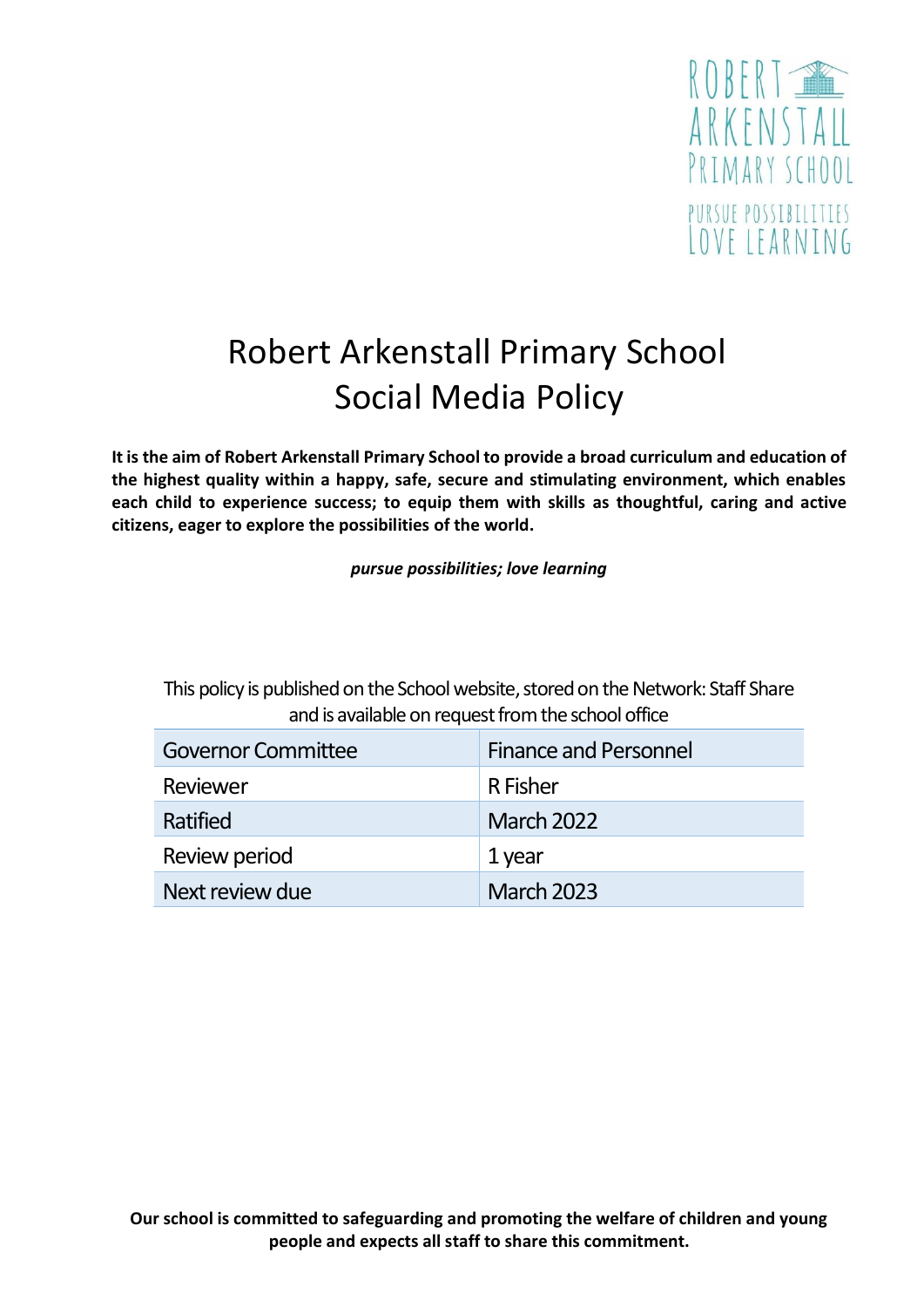ROBERT ARKENSTALL PRIMARY SCHOOL

PURSUE POSSIBILITIES LOVE LEARNING

# Robert Arkenstall Primary School Social Media Policy

**It is the aim of Robert Arkenstall Primary School to provide a broad curriculum and education of the highest quality within a happy, safe, secure and stimulating environment, which enables each child to experience success; to equip them with skills as thoughtful, caring and active citizens, eager to explore the possibilities of the world.**

***pursue possibilities; love learning***

This policy is published on the School website, stored on the Network: Staff Share and is available on request from the school office

| | |
|---|---|
| Governor Committee | Finance and Personnel |
| Reviewer | R Fisher |
| Ratified | March 2022 |
| Review period | 1 year |
| Next review due | March 2023 |

**Our school is committed to safeguarding and promoting the welfare of children and young people and expects all staff to share this commitment.**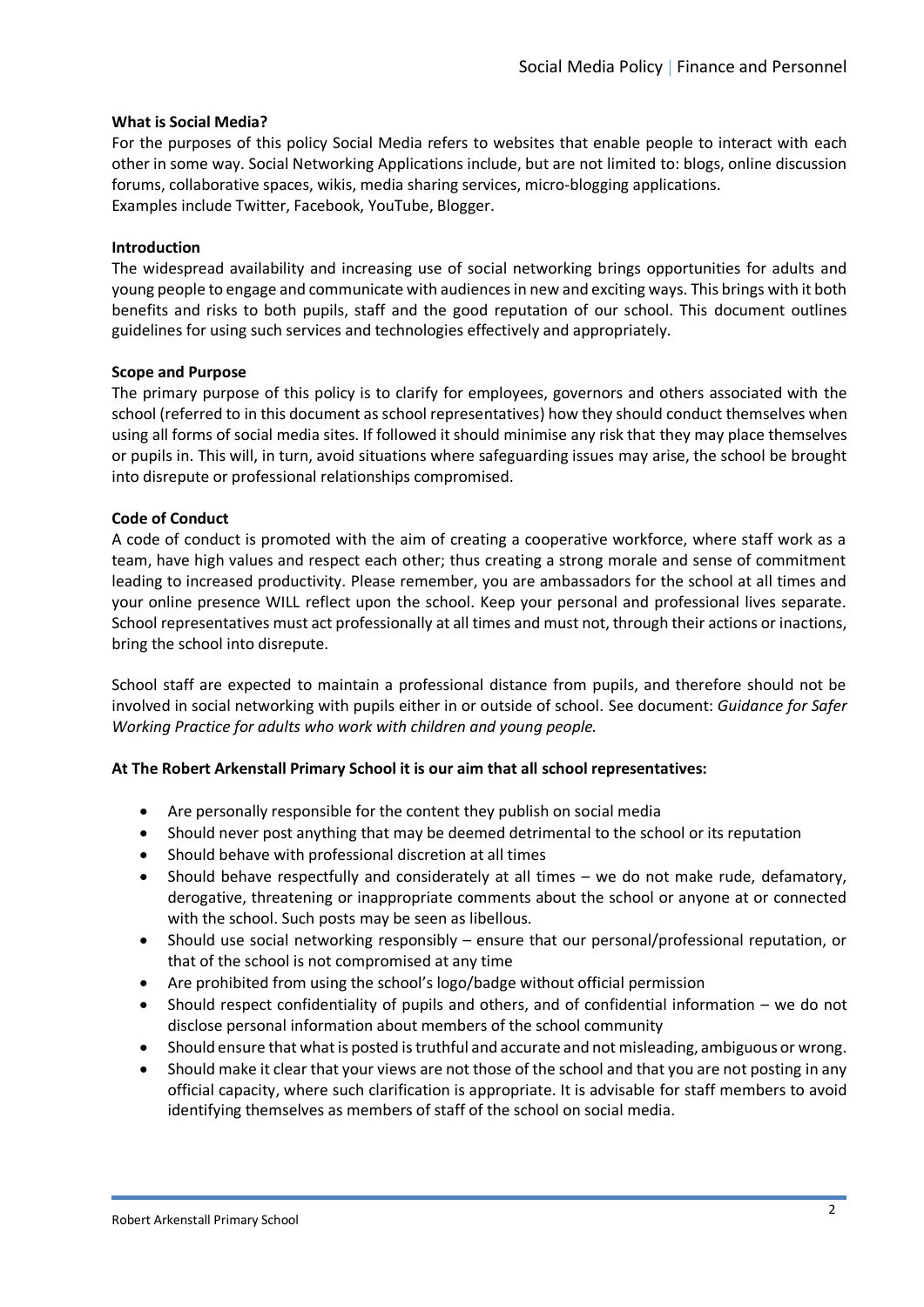**What is Social Media?**

For the purposes of this policy Social Media refers to websites that enable people to interact with each other in some way. Social Networking Applications include, but are not limited to: blogs, online discussion forums, collaborative spaces, wikis, media sharing services, micro-blogging applications. Examples include Twitter, Facebook, YouTube, Blogger.

**Introduction**

The widespread availability and increasing use of social networking brings opportunities for adults and young people to engage and communicate with audiences in new and exciting ways. This brings with it both benefits and risks to both pupils, staff and the good reputation of our school. This document outlines guidelines for using such services and technologies effectively and appropriately.

**Scope and Purpose**

The primary purpose of this policy is to clarify for employees, governors and others associated with the school (referred to in this document as school representatives) how they should conduct themselves when using all forms of social media sites. If followed it should minimise any risk that they may place themselves or pupils in. This will, in turn, avoid situations where safeguarding issues may arise, the school be brought into disrepute or professional relationships compromised.

**Code of Conduct**

A code of conduct is promoted with the aim of creating a cooperative workforce, where staff work as a team, have high values and respect each other; thus creating a strong morale and sense of commitment leading to increased productivity. Please remember, you are ambassadors for the school at all times and your online presence WILL reflect upon the school. Keep your personal and professional lives separate. School representatives must act professionally at all times and must not, through their actions or inactions, bring the school into disrepute.

School staff are expected to maintain a professional distance from pupils, and therefore should not be involved in social networking with pupils either in or outside of school. See document: *Guidance for Safer Working Practice for adults who work with children and young people.*

**At The Robert Arkenstall Primary School it is our aim that all school representatives:**

- Are personally responsible for the content they publish on social media
- Should never post anything that may be deemed detrimental to the school or its reputation
- Should behave with professional discretion at all times
- Should behave respectfully and considerately at all times – we do not make rude, defamatory, derogative, threatening or inappropriate comments about the school or anyone at or connected with the school. Such posts may be seen as libellous.
- Should use social networking responsibly – ensure that our personal/professional reputation, or that of the school is not compromised at any time
- Are prohibited from using the school's logo/badge without official permission
- Should respect confidentiality of pupils and others, and of confidential information – we do not disclose personal information about members of the school community
- Should ensure that what is posted is truthful and accurate and not misleading, ambiguous or wrong.
- Should make it clear that your views are not those of the school and that you are not posting in any official capacity, where such clarification is appropriate. It is advisable for staff members to avoid identifying themselves as members of staff of the school on social media.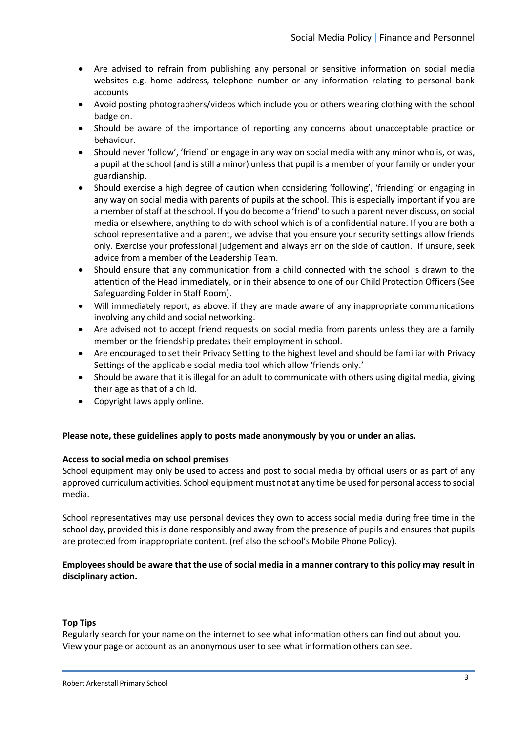- Are advised to refrain from publishing any personal or sensitive information on social media websites e.g. home address, telephone number or any information relating to personal bank accounts
- Avoid posting photographers/videos which include you or others wearing clothing with the school badge on.
- Should be aware of the importance of reporting any concerns about unacceptable practice or behaviour.
- Should never 'follow', 'friend' or engage in any way on social media with any minor who is, or was, a pupil at the school (and is still a minor) unless that pupil is a member of your family or under your guardianship.
- Should exercise a high degree of caution when considering 'following', 'friending' or engaging in any way on social media with parents of pupils at the school. This is especially important if you are a member of staff at the school. If you do become a 'friend' to such a parent never discuss, on social media or elsewhere, anything to do with school which is of a confidential nature. If you are both a school representative and a parent, we advise that you ensure your security settings allow friends only. Exercise your professional judgement and always err on the side of caution. If unsure, seek advice from a member of the Leadership Team.
- Should ensure that any communication from a child connected with the school is drawn to the attention of the Head immediately, or in their absence to one of our Child Protection Officers (See Safeguarding Folder in Staff Room).
- Will immediately report, as above, if they are made aware of any inappropriate communications involving any child and social networking.
- Are advised not to accept friend requests on social media from parents unless they are a family member or the friendship predates their employment in school.
- Are encouraged to set their Privacy Setting to the highest level and should be familiar with Privacy Settings of the applicable social media tool which allow 'friends only.'
- Should be aware that it is illegal for an adult to communicate with others using digital media, giving their age as that of a child.
- Copyright laws apply online.

**Please note, these guidelines apply to posts made anonymously by you or under an alias.**

**Access to social media on school premises**

School equipment may only be used to access and post to social media by official users or as part of any approved curriculum activities. School equipment must not at any time be used for personal access to social media.

School representatives may use personal devices they own to access social media during free time in the school day, provided this is done responsibly and away from the presence of pupils and ensures that pupils are protected from inappropriate content. (ref also the school's Mobile Phone Policy).

**Employees should be aware that the use of social media in a manner contrary to this policy may result in disciplinary action.**

**Top Tips**

Regularly search for your name on the internet to see what information others can find out about you.
View your page or account as an anonymous user to see what information others can see.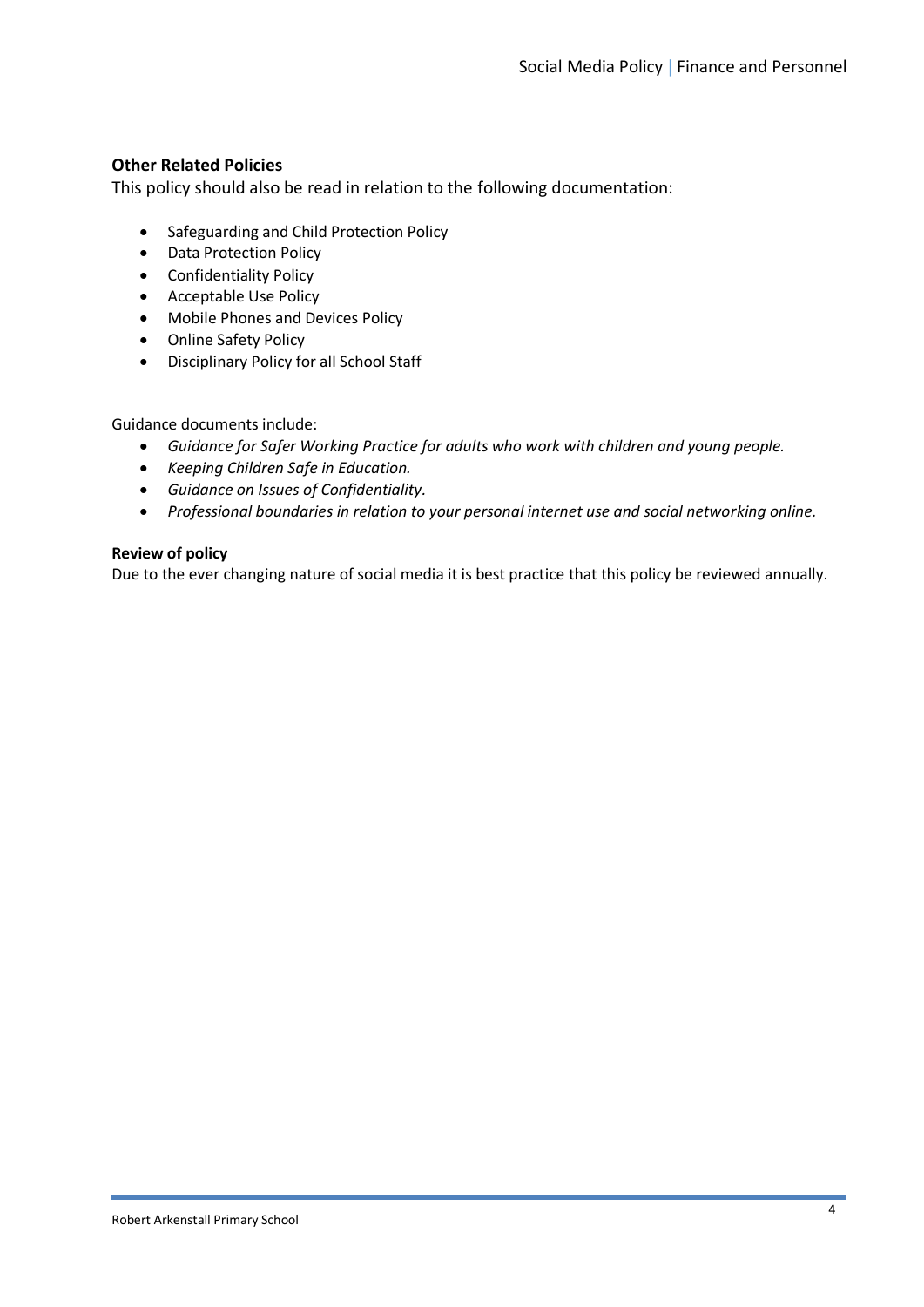### Other Related Policies

This policy should also be read in relation to the following documentation:

- Safeguarding and Child Protection Policy
- Data Protection Policy
- Confidentiality Policy
- Acceptable Use Policy
- Mobile Phones and Devices Policy
- Online Safety Policy
- Disciplinary Policy for all School Staff

Guidance documents include:

- *Guidance for Safer Working Practice for adults who work with children and young people.*
- *Keeping Children Safe in Education.*
- *Guidance on Issues of Confidentiality.*
- *Professional boundaries in relation to your personal internet use and social networking online.*

**Review of policy**

Due to the ever changing nature of social media it is best practice that this policy be reviewed annually.